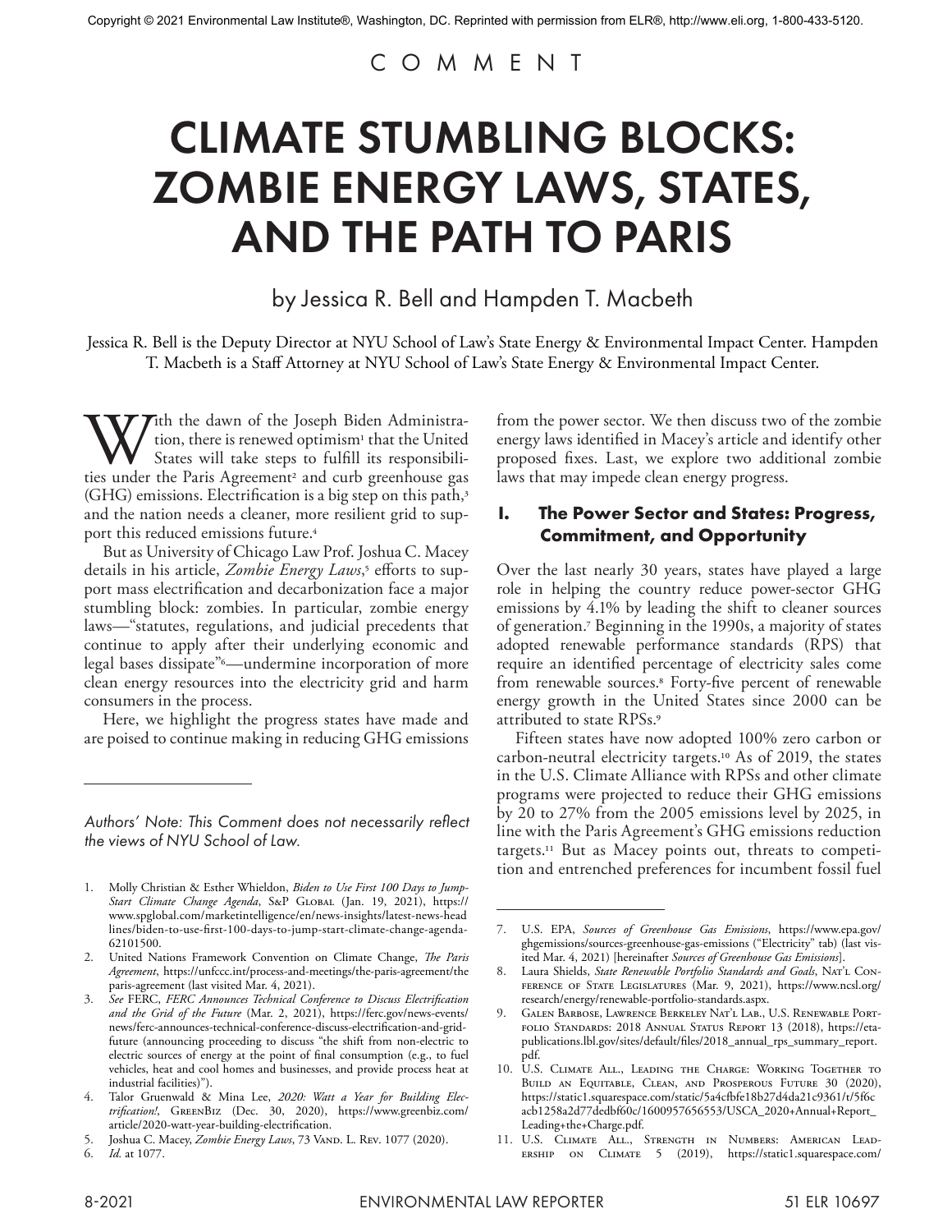Copyright © 2021 Environmental Law Institute®, Washington, DC. Reprinted with permission from ELR®, http://www.eli.org, 1-800-433-5120.

COMMENT

# CLIMATE STUMBLING BLOCKS: ZOMBIE ENERGY LAWS, STATES, AND THE PATH TO PARIS

by Jessica R. Bell and Hampden T. Macbeth

Jessica R. Bell is the Deputy Director at NYU School of Law's State Energy & Environmental Impact Center. Hampden T. Macbeth is a Staff Attorney at NYU School of Law's State Energy & Environmental Impact Center.

With the dawn of the Joseph Biden Administration, there is renewed optimism[1] that the United States will take steps to fulfill its responsibilities under the Paris Agreement[2] and curb greenhouse gas (GHG) emissions. Electrification is a big step on this path,[3] and the nation needs a cleaner, more resilient grid to support this reduced emissions future.[4]

But as University of Chicago Law Prof. Joshua C. Macey details in his article, *Zombie Energy Laws*,[5] efforts to support mass electrification and decarbonization face a major stumbling block: zombies. In particular, zombie energy laws—"statutes, regulations, and judicial precedents that continue to apply after their underlying economic and legal bases dissipate"[6]—undermine incorporation of more clean energy resources into the electricity grid and harm consumers in the process.

Here, we highlight the progress states have made and are poised to continue making in reducing GHG emissions from the power sector. We then discuss two of the zombie energy laws identified in Macey's article and identify other proposed fixes. Last, we explore two additional zombie laws that may impede clean energy progress.

## I. The Power Sector and States: Progress, Commitment, and Opportunity

Over the last nearly 30 years, states have played a large role in helping the country reduce power-sector GHG emissions by 4.1% by leading the shift to cleaner sources of generation.[7] Beginning in the 1990s, a majority of states adopted renewable performance standards (RPS) that require an identified percentage of electricity sales come from renewable sources.[8] Forty-five percent of renewable energy growth in the United States since 2000 can be attributed to state RPSs.[9]

Fifteen states have now adopted 100% zero carbon or carbon-neutral electricity targets.[10] As of 2019, the states in the U.S. Climate Alliance with RPSs and other climate programs were projected to reduce their GHG emissions by 20 to 27% from the 2005 emissions level by 2025, in line with the Paris Agreement's GHG emissions reduction targets.[11] But as Macey points out, threats to competition and entrenched preferences for incumbent fossil fuel

*Authors' Note: This Comment does not necessarily reflect the views of NYU School of Law.*

1. Molly Christian & Esther Whieldon, *Biden to Use First 100 Days to Jump-Start Climate Change Agenda*, S&P Global (Jan. 19, 2021), https://www.spglobal.com/marketintelligence/en/news-insights/latest-news-headlines/biden-to-use-first-100-days-to-jump-start-climate-change-agenda-62101500.
2. United Nations Framework Convention on Climate Change, *The Paris Agreement*, https://unfccc.int/process-and-meetings/the-paris-agreement/the-paris-agreement (last visited Mar. 4, 2021).
3. *See* FERC, *FERC Announces Technical Conference to Discuss Electrification and the Grid of the Future* (Mar. 2, 2021), https://ferc.gov/news-events/news/ferc-announces-technical-conference-discuss-electrification-and-grid-future (announcing proceeding to discuss "the shift from non-electric to electric sources of energy at the point of final consumption (e.g., to fuel vehicles, heat and cool homes and businesses, and provide process heat at industrial facilities)").
4. Talor Gruenwald & Mina Lee, *2020: Watt a Year for Building Electrification!*, GreenBiz (Dec. 30, 2020), https://www.greenbiz.com/article/2020-watt-year-building-electrification.
5. Joshua C. Macey, *Zombie Energy Laws*, 73 Vand. L. Rev. 1077 (2020).
6. *Id.* at 1077.
7. U.S. EPA, *Sources of Greenhouse Gas Emissions*, https://www.epa.gov/ghgemissions/sources-greenhouse-gas-emissions ("Electricity" tab) (last visited Mar. 4, 2021) [hereinafter *Sources of Greenhouse Gas Emissions*].
8. Laura Shields, *State Renewable Portfolio Standards and Goals*, Nat'l Conference of State Legislatures (Mar. 9, 2021), https://www.ncsl.org/research/energy/renewable-portfolio-standards.aspx.
9. Galen Barbose, Lawrence Berkeley Nat'l Lab., U.S. Renewable Portfolio Standards: 2018 Annual Status Report 13 (2018), https://eta-publications.lbl.gov/sites/default/files/2018_annual_rps_summary_report.pdf.
10. U.S. Climate All., Leading the Charge: Working Together to Build an Equitable, Clean, and Prosperous Future 30 (2020), https://static1.squarespace.com/static/5a4cfbfe18b27d4da21c9361/t/5f6cacb1258a2d77dedbf60c/1600957656553/USCA_2020+Annual+Report_Leading+the+Charge.pdf.
11. U.S. Climate All., Strength in Numbers: American Leadership on Climate 5 (2019), https://static1.squarespace.com/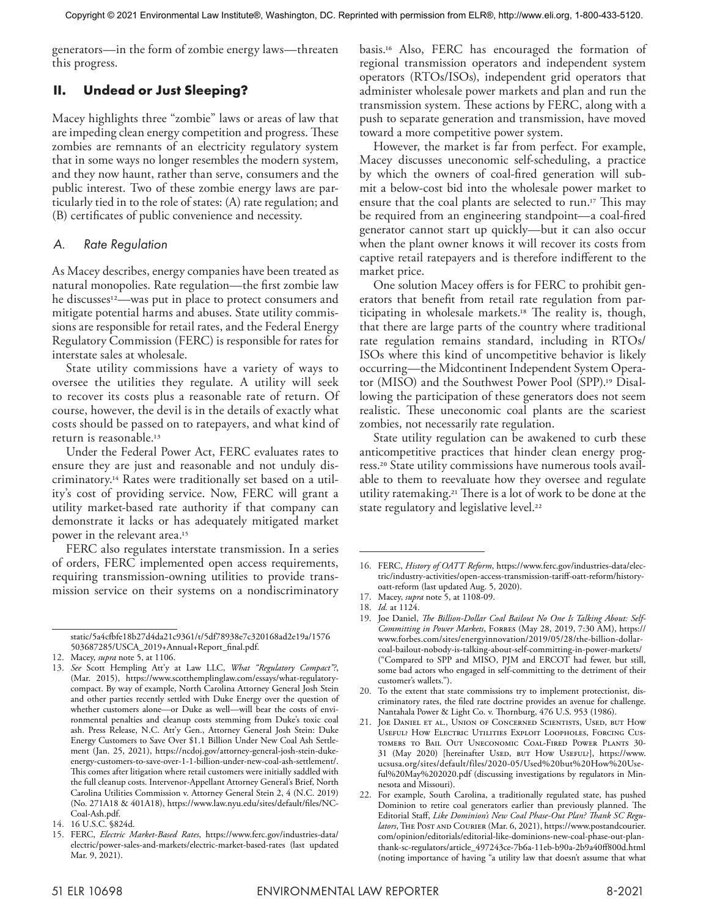generators—in the form of zombie energy laws—threaten this progress.

## II. Undead or Just Sleeping?

Macey highlights three "zombie" laws or areas of law that are impeding clean energy competition and progress. These zombies are remnants of an electricity regulatory system that in some ways no longer resembles the modern system, and they now haunt, rather than serve, consumers and the public interest. Two of these zombie energy laws are particularly tied in to the role of states: (A) rate regulation; and (B) certificates of public convenience and necessity.

### A. Rate Regulation

As Macey describes, energy companies have been treated as natural monopolies. Rate regulation—the first zombie law he discusses[12]—was put in place to protect consumers and mitigate potential harms and abuses. State utility commissions are responsible for retail rates, and the Federal Energy Regulatory Commission (FERC) is responsible for rates for interstate sales at wholesale.

State utility commissions have a variety of ways to oversee the utilities they regulate. A utility will seek to recover its costs plus a reasonable rate of return. Of course, however, the devil is in the details of exactly what costs should be passed on to ratepayers, and what kind of return is reasonable.[13]

Under the Federal Power Act, FERC evaluates rates to ensure they are just and reasonable and not unduly discriminatory.[14] Rates were traditionally set based on a utility's cost of providing service. Now, FERC will grant a utility market-based rate authority if that company can demonstrate it lacks or has adequately mitigated market power in the relevant area.[15]

FERC also regulates interstate transmission. In a series of orders, FERC implemented open access requirements, requiring transmission-owning utilities to provide transmission service on their systems on a nondiscriminatory basis.[16] Also, FERC has encouraged the formation of regional transmission operators and independent system operators (RTOs/ISOs), independent grid operators that administer wholesale power markets and plan and run the transmission system. These actions by FERC, along with a push to separate generation and transmission, have moved toward a more competitive power system.

However, the market is far from perfect. For example, Macey discusses uneconomic self-scheduling, a practice by which the owners of coal-fired generation will submit a below-cost bid into the wholesale power market to ensure that the coal plants are selected to run.[17] This may be required from an engineering standpoint—a coal-fired generator cannot start up quickly—but it can also occur when the plant owner knows it will recover its costs from captive retail ratepayers and is therefore indifferent to the market price.

One solution Macey offers is for FERC to prohibit generators that benefit from retail rate regulation from participating in wholesale markets.[18] The reality is, though, that there are large parts of the country where traditional rate regulation remains standard, including in RTOs/ISOs where this kind of uncompetitive behavior is likely occurring—the Midcontinent Independent System Operator (MISO) and the Southwest Power Pool (SPP).[19] Disallowing the participation of these generators does not seem realistic. These uneconomic coal plants are the scariest zombies, not necessarily rate regulation.

State utility regulation can be awakened to curb these anticompetitive practices that hinder clean energy progress.[20] State utility commissions have numerous tools available to them to reevaluate how they oversee and regulate utility ratemaking.[21] There is a lot of work to be done at the state regulatory and legislative level.[22]

---

static/5a4cfbfe18b27d4da21c9361/t/5df78938e7c320168ad2e19a/1576503687285/USCA_2019+Annual+Report_final.pdf.

12. Macey, *supra* note 5, at 1106.

13. *See* Scott Hempling Att'y at Law LLC, *What "Regulatory Compact"?*, (Mar. 2015), https://www.scotthemplinglaw.com/essays/what-regulatory-compact. By way of example, North Carolina Attorney General Josh Stein and other parties recently settled with Duke Energy over the question of whether customers alone—or Duke as well—will bear the costs of environmental penalties and cleanup costs stemming from Duke's toxic coal ash. Press Release, N.C. Att'y Gen., Attorney General Josh Stein: Duke Energy Customers to Save Over $1.1 Billion Under New Coal Ash Settlement (Jan. 25, 2021), https://ncdoj.gov/attorney-general-josh-stein-duke-energy-customers-to-save-over-1-1-billion-under-new-coal-ash-settlement/. This comes after litigation where retail customers were initially saddled with the full cleanup costs. Intervenor-Appellant Attorney General's Brief, North Carolina Utilities Commission v. Attorney General Stein 2, 4 (N.C. 2019) (No. 271A18 & 401A18), https://www.law.nyu.edu/sites/default/files/NC-Coal-Ash.pdf.

14. 16 U.S.C. §824d.

15. FERC, *Electric Market-Based Rates*, https://www.ferc.gov/industries-data/electric/power-sales-and-markets/electric-market-based-rates (last updated Mar. 9, 2021).

16. FERC, *History of OATT Reform*, https://www.ferc.gov/industries-data/electric/industry-activities/open-access-transmission-tariff-oatt-reform/history-oatt-reform (last updated Aug. 5, 2020).

17. Macey, *supra* note 5, at 1108-09.

18. *Id.* at 1124.

19. Joe Daniel, *The Billion-Dollar Coal Bailout No One Is Talking About: Self-Committing in Power Markets*, Forbes (May 28, 2019, 7:30 AM), https://www.forbes.com/sites/energyinnovation/2019/05/28/the-billion-dollar-coal-bailout-nobody-is-talking-about-self-committing-in-power-markets/ ("Compared to SPP and MISO, PJM and ERCOT had fewer, but still, some bad actors who engaged in self-committing to the detriment of their customer's wallets.").

20. To the extent that state commissions try to implement protectionist, discriminatory rates, the filed rate doctrine provides an avenue for challenge. Nantahala Power & Light Co. v. Thornburg, 476 U.S. 953 (1986).

21. Joe Daniel et al., Union of Concerned Scientists, Used, but How Useful? How Electric Utilities Exploit Loopholes, Forcing Customers to Bail Out Uneconomic Coal-Fired Power Plants 30-31 (May 2020) [hereinafter Used, but How Useful?], https://www.ucsusa.org/sites/default/files/2020-05/Used%20but%20How%20Useful%20May%202020.pdf (discussing investigations by regulators in Minnesota and Missouri).

22. For example, South Carolina, a traditionally regulated state, has pushed Dominion to retire coal generators earlier than previously planned. The Editorial Staff, *Like Dominion's New Coal Phase-Out Plan? Thank SC Regulators*, The Post and Courier (Mar. 6, 2021), https://www.postandcourier.com/opinion/editorials/editorial-like-dominions-new-coal-phase-out-plan-thank-sc-regulators/article_497243ce-7b6a-11eb-b90a-2b9a40ff800d.html (noting importance of having "a utility law that doesn't assume that what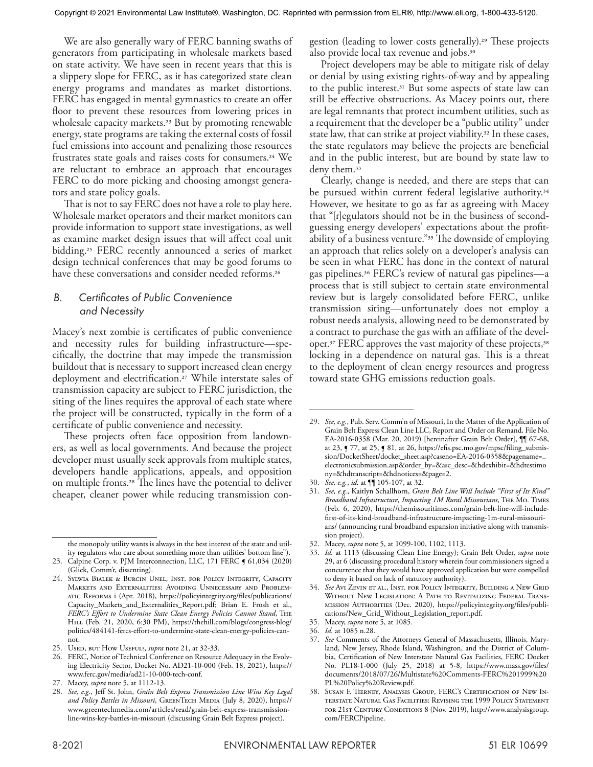We are also generally wary of FERC banning swaths of generators from participating in wholesale markets based on state activity. We have seen in recent years that this is a slippery slope for FERC, as it has categorized state clean energy programs and mandates as market distortions. FERC has engaged in mental gymnastics to create an offer floor to prevent these resources from lowering prices in wholesale capacity markets.[23] But by promoting renewable energy, state programs are taking the external costs of fossil fuel emissions into account and penalizing those resources frustrates state goals and raises costs for consumers.[24] We are reluctant to embrace an approach that encourages FERC to do more picking and choosing amongst generators and state policy goals.

That is not to say FERC does not have a role to play here. Wholesale market operators and their market monitors can provide information to support state investigations, as well as examine market design issues that will affect coal unit bidding.[25] FERC recently announced a series of market design technical conferences that may be good forums to have these conversations and consider needed reforms.[26]

## B. Certificates of Public Convenience and Necessity

Macey's next zombie is certificates of public convenience and necessity rules for building infrastructure—specifically, the doctrine that may impede the transmission buildout that is necessary to support increased clean energy deployment and electrification.[27] While interstate sales of transmission capacity are subject to FERC jurisdiction, the siting of the lines requires the approval of each state where the project will be constructed, typically in the form of a certificate of public convenience and necessity.

These projects often face opposition from landowners, as well as local governments. And because the project developer must usually seek approvals from multiple states, developers handle applications, appeals, and opposition on multiple fronts.[28] The lines have the potential to deliver cheaper, cleaner power while reducing transmission congestion (leading to lower costs generally).[29] These projects also provide local tax revenue and jobs.[30]

Project developers may be able to mitigate risk of delay or denial by using existing rights-of-way and by appealing to the public interest.[31] But some aspects of state law can still be effective obstructions. As Macey points out, there are legal remnants that protect incumbent utilities, such as a requirement that the developer be a "public utility" under state law, that can strike at project viability.[32] In these cases, the state regulators may believe the projects are beneficial and in the public interest, but are bound by state law to deny them.[33]

Clearly, change is needed, and there are steps that can be pursued within current federal legislative authority.[34] However, we hesitate to go as far as agreeing with Macey that "[r]egulators should not be in the business of second-guessing energy developers' expectations about the profitability of a business venture."[35] The downside of employing an approach that relies solely on a developer's analysis can be seen in what FERC has done in the context of natural gas pipelines.[36] FERC's review of natural gas pipelines—a process that is still subject to certain state environmental review but is largely consolidated before FERC, unlike transmission siting—unfortunately does not employ a robust needs analysis, allowing need to be demonstrated by a contract to purchase the gas with an affiliate of the developer.[37] FERC approves the vast majority of these projects,[38] locking in a dependence on natural gas. This is a threat to the deployment of clean energy resources and progress toward state GHG emissions reduction goals.

---

the monopoly utility wants is always in the best interest of the state and utility regulators who care about something more than utilities' bottom line").

23. Calpine Corp. v. PJM Interconnection, LLC, 171 FERC ¶ 61,034 (2020) (Glick, Comm'r, dissenting).
24. Sylwia Bialek & Burcin Unel, Inst. for Policy Integrity, Capacity Markets and Externalities: Avoiding Unnecessary and Problematic Reforms i (Apr. 2018), https://policyintegrity.org/files/publications/Capacity_Markets_and_Externalities_Report.pdf; Brian E. Frosh et al., *FERC's Effort to Undermine State Clean Energy Policies Cannot Stand*, The Hill (Feb. 21, 2020, 6:30 PM), https://thehill.com/blogs/congress-blog/politics/484141-fercs-effort-to-undermine-state-clean-energy-policies-cannot.
25. Used, but How Useful?, *supra* note 21, at 32-33.
26. FERC, Notice of Technical Conference on Resource Adequacy in the Evolving Electricity Sector, Docket No. AD21-10-000 (Feb. 18, 2021), https://www.ferc.gov/media/ad21-10-000-tech-conf.
27. Macey, *supra* note 5, at 1112-13.
28. *See, e.g.*, Jeff St. John, *Grain Belt Express Transmission Line Wins Key Legal and Policy Battles in Missouri*, GreenTech Media (July 8, 2020), https://www.greentechmedia.com/articles/read/grain-belt-express-transmission-line-wins-key-battles-in-missouri (discussing Grain Belt Express project).
29. *See, e.g.*, Pub. Serv. Comm'n of Missouri, In the Matter of the Application of Grain Belt Express Clean Line LLC, Report and Order on Remand, File No. EA-2016-0358 (Mar. 20, 2019) [hereinafter Grain Belt Order], ¶¶ 67-68, at 23, ¶ 77, at 25, ¶ 81, at 26, https://efis.psc.mo.gov/mpsc/filing_submission/DocketSheet/docket_sheet.asp?caseno=EA-2016-0358&pagename=..electronicsubmission.asp&order_by=&asc_desc=&hdexhibit=&hdtestimony=&hdtranscript=&hdnotices=&page=2.
30. *See, e.g.*, *id.* at ¶¶ 105-107, at 32.
31. *See, e.g.*, Kaitlyn Schallhorn, *Grain Belt Line Will Include "First of Its Kind" Broadband Infrastructure, Impacting 1M Rural Missourians*, The Mo. Times (Feb. 6, 2020), https://themissouritimes.com/grain-belt-line-will-include-first-of-its-kind-broadband-infrastructure-impacting-1m-rural-missourians/ (announcing rural broadband expansion initiative along with transmission project).
32. Macey, *supra* note 5, at 1099-100, 1102, 1113.
33. *Id.* at 1113 (discussing Clean Line Energy); Grain Belt Order, *supra* note 29, at 6 (discussing procedural history wherein four commissioners signed a concurrence that they would have approved application but were compelled to deny it based on lack of statutory authority).
34. *See* Avi Zevin et al., Inst. for Policy Integrity, Building a New Grid Without New Legislation: A Path to Revitalizing Federal Transmission Authorities (Dec. 2020), https://policyintegrity.org/files/publications/New_Grid_Without_Legislation_report.pdf.
35. Macey, *supra* note 5, at 1085.
36. *Id.* at 1085 n.28.
37. *See* Comments of the Attorneys General of Massachusetts, Illinois, Maryland, New Jersey, Rhode Island, Washington, and the District of Columbia, Certification of New Interstate Natural Gas Facilities, FERC Docket No. PL18-1-000 (July 25, 2018) at 5-8, https://www.mass.gov/files/documents/2018/07/26/Multistate%20Comments-FERC%201999%20PL%20Policy%20Review.pdf.
38. Susan F. Tierney, Analysis Group, FERC's Certification of New Interstate Natural Gas Facilities: Revising the 1999 Policy Statement for 21st Century Conditions 8 (Nov. 2019), http://www.analysisgroup.com/FERCPipeline.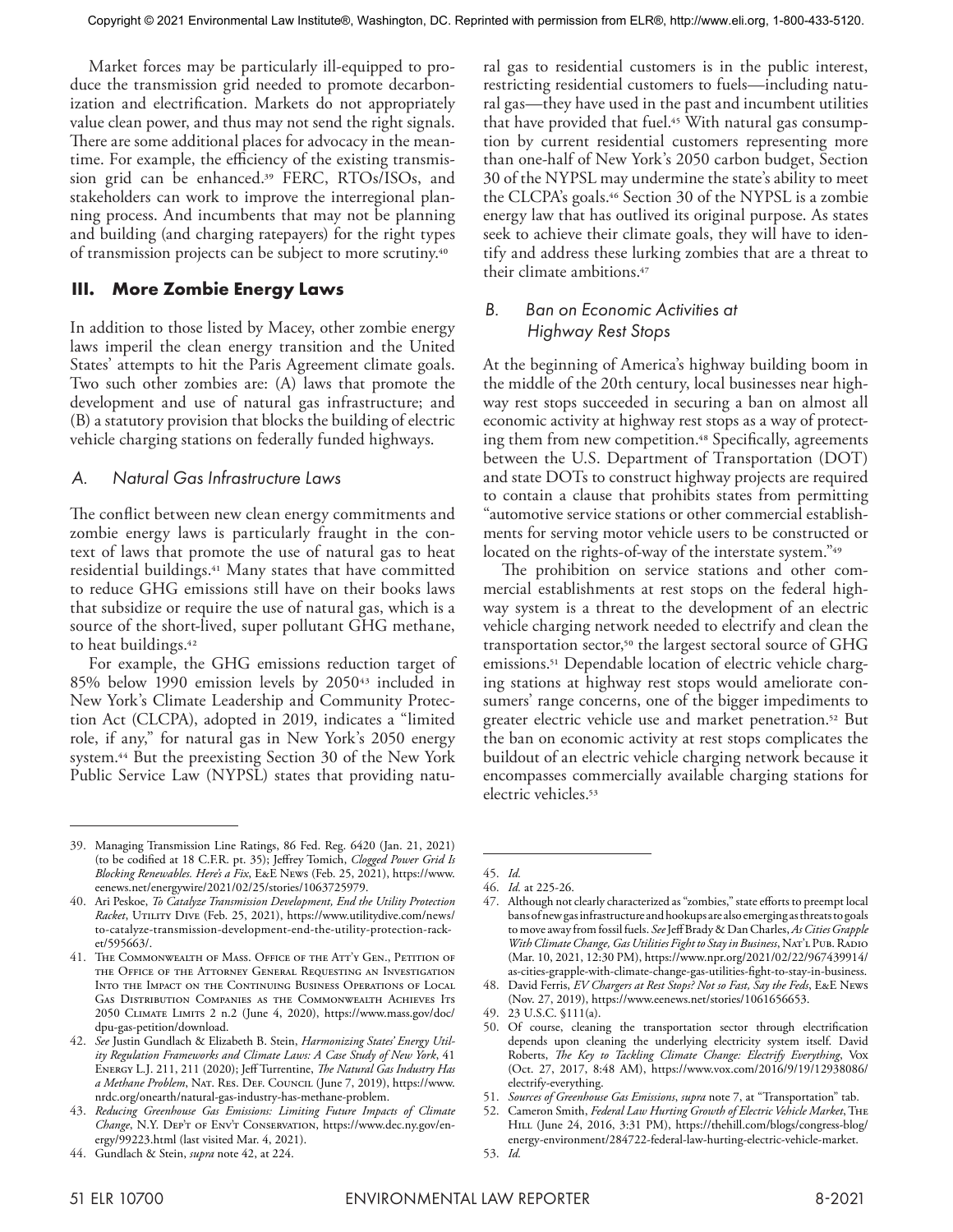Market forces may be particularly ill-equipped to produce the transmission grid needed to promote decarbonization and electrification. Markets do not appropriately value clean power, and thus may not send the right signals. There are some additional places for advocacy in the meantime. For example, the efficiency of the existing transmission grid can be enhanced.[39] FERC, RTOs/ISOs, and stakeholders can work to improve the interregional planning process. And incumbents that may not be planning and building (and charging ratepayers) for the right types of transmission projects can be subject to more scrutiny.[40]

## III. More Zombie Energy Laws

In addition to those listed by Macey, other zombie energy laws imperil the clean energy transition and the United States' attempts to hit the Paris Agreement climate goals. Two such other zombies are: (A) laws that promote the development and use of natural gas infrastructure; and (B) a statutory provision that blocks the building of electric vehicle charging stations on federally funded highways.

### *A. Natural Gas Infrastructure Laws*

The conflict between new clean energy commitments and zombie energy laws is particularly fraught in the context of laws that promote the use of natural gas to heat residential buildings.[41] Many states that have committed to reduce GHG emissions still have on their books laws that subsidize or require the use of natural gas, which is a source of the short-lived, super pollutant GHG methane, to heat buildings.[42]

For example, the GHG emissions reduction target of 85% below 1990 emission levels by 2050[43] included in New York's Climate Leadership and Community Protection Act (CLCPA), adopted in 2019, indicates a "limited role, if any," for natural gas in New York's 2050 energy system.[44] But the preexisting Section 30 of the New York Public Service Law (NYPSL) states that providing natural gas to residential customers is in the public interest, restricting residential customers to fuels—including natural gas—they have used in the past and incumbent utilities that have provided that fuel.[45] With natural gas consumption by current residential customers representing more than one-half of New York's 2050 carbon budget, Section 30 of the NYPSL may undermine the state's ability to meet the CLCPA's goals.[46] Section 30 of the NYPSL is a zombie energy law that has outlived its original purpose. As states seek to achieve their climate goals, they will have to identify and address these lurking zombies that are a threat to their climate ambitions.[47]

### *B. Ban on Economic Activities at Highway Rest Stops*

At the beginning of America's highway building boom in the middle of the 20th century, local businesses near highway rest stops succeeded in securing a ban on almost all economic activity at highway rest stops as a way of protecting them from new competition.[48] Specifically, agreements between the U.S. Department of Transportation (DOT) and state DOTs to construct highway projects are required to contain a clause that prohibits states from permitting "automotive service stations or other commercial establishments for serving motor vehicle users to be constructed or located on the rights-of-way of the interstate system."[49]

The prohibition on service stations and other commercial establishments at rest stops on the federal highway system is a threat to the development of an electric vehicle charging network needed to electrify and clean the transportation sector,[50] the largest sectoral source of GHG emissions.[51] Dependable location of electric vehicle charging stations at highway rest stops would ameliorate consumers' range concerns, one of the bigger impediments to greater electric vehicle use and market penetration.[52] But the ban on economic activity at rest stops complicates the buildout of an electric vehicle charging network because it encompasses commercially available charging stations for electric vehicles.[53]

---

39. Managing Transmission Line Ratings, 86 Fed. Reg. 6420 (Jan. 21, 2021) (to be codified at 18 C.F.R. pt. 35); Jeffrey Tomich, *Clogged Power Grid Is Blocking Renewables. Here's a Fix*, E&E News (Feb. 25, 2021), https://www.eenews.net/energywire/2021/02/25/stories/1063725979.
40. Ari Peskoe, *To Catalyze Transmission Development, End the Utility Protection Racket*, Utility Dive (Feb. 25, 2021), https://www.utilitydive.com/news/to-catalyze-transmission-development-end-the-utility-protection-racket/595663/.
41. The Commonwealth of Mass. Office of the Att'y Gen., Petition of the Office of the Attorney General Requesting an Investigation Into the Impact on the Continuing Business Operations of Local Gas Distribution Companies as the Commonwealth Achieves Its 2050 Climate Limits 2 n.2 (June 4, 2020), https://www.mass.gov/doc/dpu-gas-petition/download.
42. *See* Justin Gundlach & Elizabeth B. Stein, *Harmonizing States' Energy Utility Regulation Frameworks and Climate Laws: A Case Study of New York*, 41 Energy L.J. 211, 211 (2020); Jeff Turrentine, *The Natural Gas Industry Has a Methane Problem*, Nat. Res. Def. Council (June 7, 2019), https://www.nrdc.org/onearth/natural-gas-industry-has-methane-problem.
43. *Reducing Greenhouse Gas Emissions: Limiting Future Impacts of Climate Change*, N.Y. Dep't of Env't Conservation, https://www.dec.ny.gov/energy/99223.html (last visited Mar. 4, 2021).
44. Gundlach & Stein, *supra* note 42, at 224.
45. *Id.*
46. *Id.* at 225-26.
47. Although not clearly characterized as "zombies," state efforts to preempt local bans of new gas infrastructure and hookups are also emerging as threats to goals to move away from fossil fuels. *See* Jeff Brady & Dan Charles, *As Cities Grapple With Climate Change, Gas Utilities Fight to Stay in Business*, Nat'l Pub. Radio (Mar. 10, 2021, 12:30 PM), https://www.npr.org/2021/02/22/967439914/as-cities-grapple-with-climate-change-gas-utilities-fight-to-stay-in-business.
48. David Ferris, *EV Chargers at Rest Stops? Not so Fast, Say the Feds*, E&E News (Nov. 27, 2019), https://www.eenews.net/stories/1061656653.
49. 23 U.S.C. §111(a).
50. Of course, cleaning the transportation sector through electrification depends upon cleaning the underlying electricity system itself. David Roberts, *The Key to Tackling Climate Change: Electrify Everything*, Vox (Oct. 27, 2017, 8:48 AM), https://www.vox.com/2016/9/19/12938086/electrify-everything.
51. *Sources of Greenhouse Gas Emissions*, *supra* note 7, at "Transportation" tab.
52. Cameron Smith, *Federal Law Hurting Growth of Electric Vehicle Market*, The Hill (June 24, 2016, 3:31 PM), https://thehill.com/blogs/congress-blog/energy-environment/284722-federal-law-hurting-electric-vehicle-market.
53. *Id.*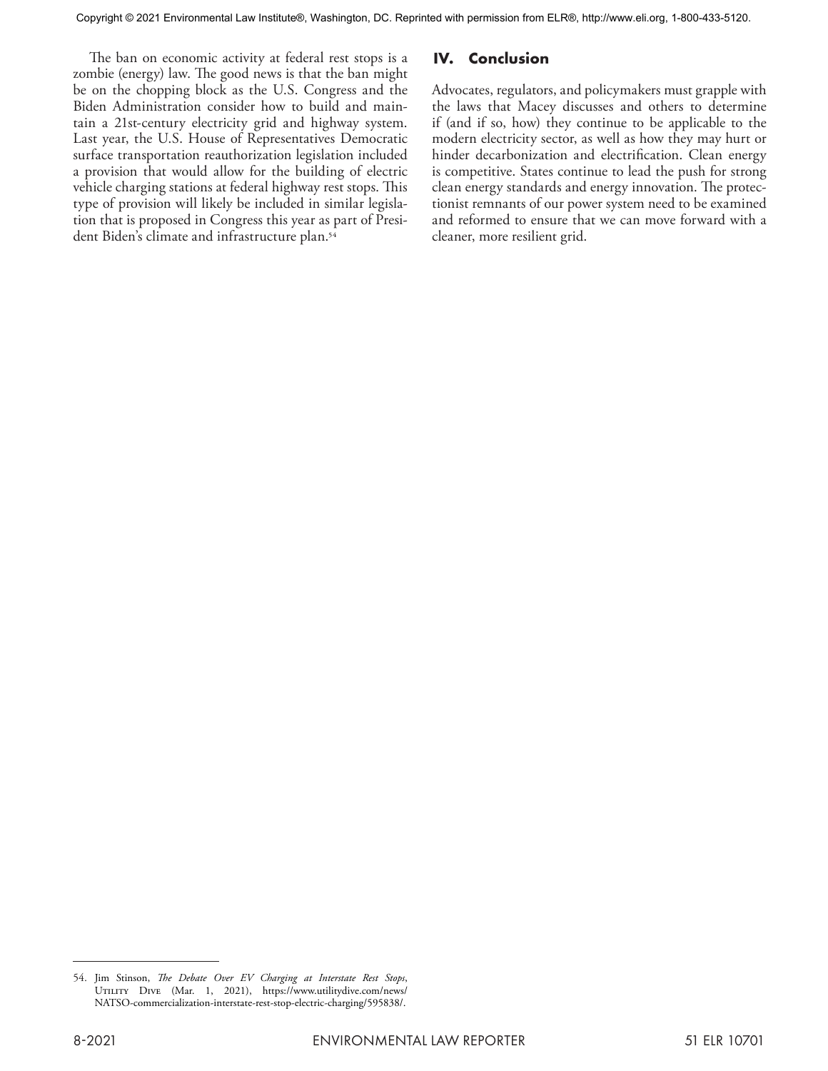The ban on economic activity at federal rest stops is a zombie (energy) law. The good news is that the ban might be on the chopping block as the U.S. Congress and the Biden Administration consider how to build and maintain a 21st-century electricity grid and highway system. Last year, the U.S. House of Representatives Democratic surface transportation reauthorization legislation included a provision that would allow for the building of electric vehicle charging stations at federal highway rest stops. This type of provision will likely be included in similar legislation that is proposed in Congress this year as part of President Biden's climate and infrastructure plan.[54]

## IV. Conclusion

Advocates, regulators, and policymakers must grapple with the laws that Macey discusses and others to determine if (and if so, how) they continue to be applicable to the modern electricity sector, as well as how they may hurt or hinder decarbonization and electrification. Clean energy is competitive. States continue to lead the push for strong clean energy standards and energy innovation. The protectionist remnants of our power system need to be examined and reformed to ensure that we can move forward with a cleaner, more resilient grid.

---

54. Jim Stinson, *The Debate Over EV Charging at Interstate Rest Stops*, Utility Dive (Mar. 1, 2021), https://www.utilitydive.com/news/NATSO-commercialization-interstate-rest-stop-electric-charging/595838/.